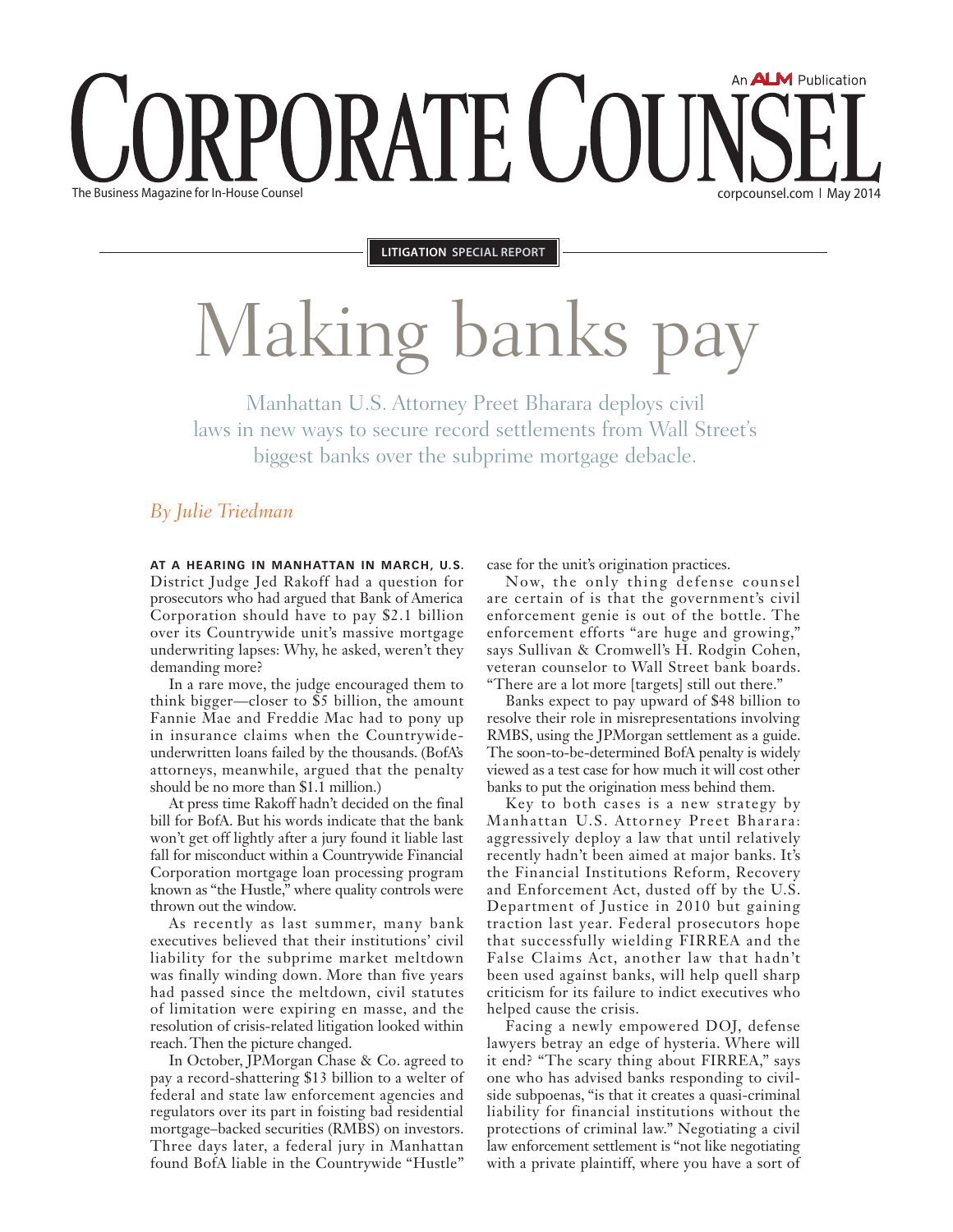# CORPORATE COUNSEL

An ALM Publication

The Business Magazine for In-House Counsel

corpcounsel.com | May 2014

**LITIGATION SPECIAL REPORT**

# Making banks pay

## Manhattan U.S. Attorney Preet Bharara deploys civil laws in new ways to secure record settlements from Wall Street's biggest banks over the subprime mortgage debacle.

*By Julie Triedman*

**AT A HEARING IN MANHATTAN IN MARCH, U.S.** District Judge Jed Rakoff had a question for prosecutors who had argued that Bank of America Corporation should have to pay $2.1 billion over its Countrywide unit's massive mortgage underwriting lapses: Why, he asked, weren't they demanding more?

In a rare move, the judge encouraged them to think bigger—closer to $5 billion, the amount Fannie Mae and Freddie Mac had to pony up in insurance claims when the Countrywide-underwritten loans failed by the thousands. (BofA's attorneys, meanwhile, argued that the penalty should be no more than $1.1 million.)

At press time Rakoff hadn't decided on the final bill for BofA. But his words indicate that the bank won't get off lightly after a jury found it liable last fall for misconduct within a Countrywide Financial Corporation mortgage loan processing program known as "the Hustle," where quality controls were thrown out the window.

As recently as last summer, many bank executives believed that their institutions' civil liability for the subprime market meltdown was finally winding down. More than five years had passed since the meltdown, civil statutes of limitation were expiring en masse, and the resolution of crisis-related litigation looked within reach. Then the picture changed.

In October, JPMorgan Chase & Co. agreed to pay a record-shattering $13 billion to a welter of federal and state law enforcement agencies and regulators over its part in foisting bad residential mortgage–backed securities (RMBS) on investors. Three days later, a federal jury in Manhattan found BofA liable in the Countrywide "Hustle" case for the unit's origination practices.

Now, the only thing defense counsel are certain of is that the government's civil enforcement genie is out of the bottle. The enforcement efforts "are huge and growing," says Sullivan & Cromwell's H. Rodgin Cohen, veteran counselor to Wall Street bank boards. "There are a lot more [targets] still out there."

Banks expect to pay upward of $48 billion to resolve their role in misrepresentations involving RMBS, using the JPMorgan settlement as a guide. The soon-to-be-determined BofA penalty is widely viewed as a test case for how much it will cost other banks to put the origination mess behind them.

Key to both cases is a new strategy by Manhattan U.S. Attorney Preet Bharara: aggressively deploy a law that until relatively recently hadn't been aimed at major banks. It's the Financial Institutions Reform, Recovery and Enforcement Act, dusted off by the U.S. Department of Justice in 2010 but gaining traction last year. Federal prosecutors hope that successfully wielding FIRREA and the False Claims Act, another law that hadn't been used against banks, will help quell sharp criticism for its failure to indict executives who helped cause the crisis.

Facing a newly empowered DOJ, defense lawyers betray an edge of hysteria. Where will it end? "The scary thing about FIRREA," says one who has advised banks responding to civil-side subpoenas, "is that it creates a quasi-criminal liability for financial institutions without the protections of criminal law." Negotiating a civil law enforcement settlement is "not like negotiating with a private plaintiff, where you have a sort of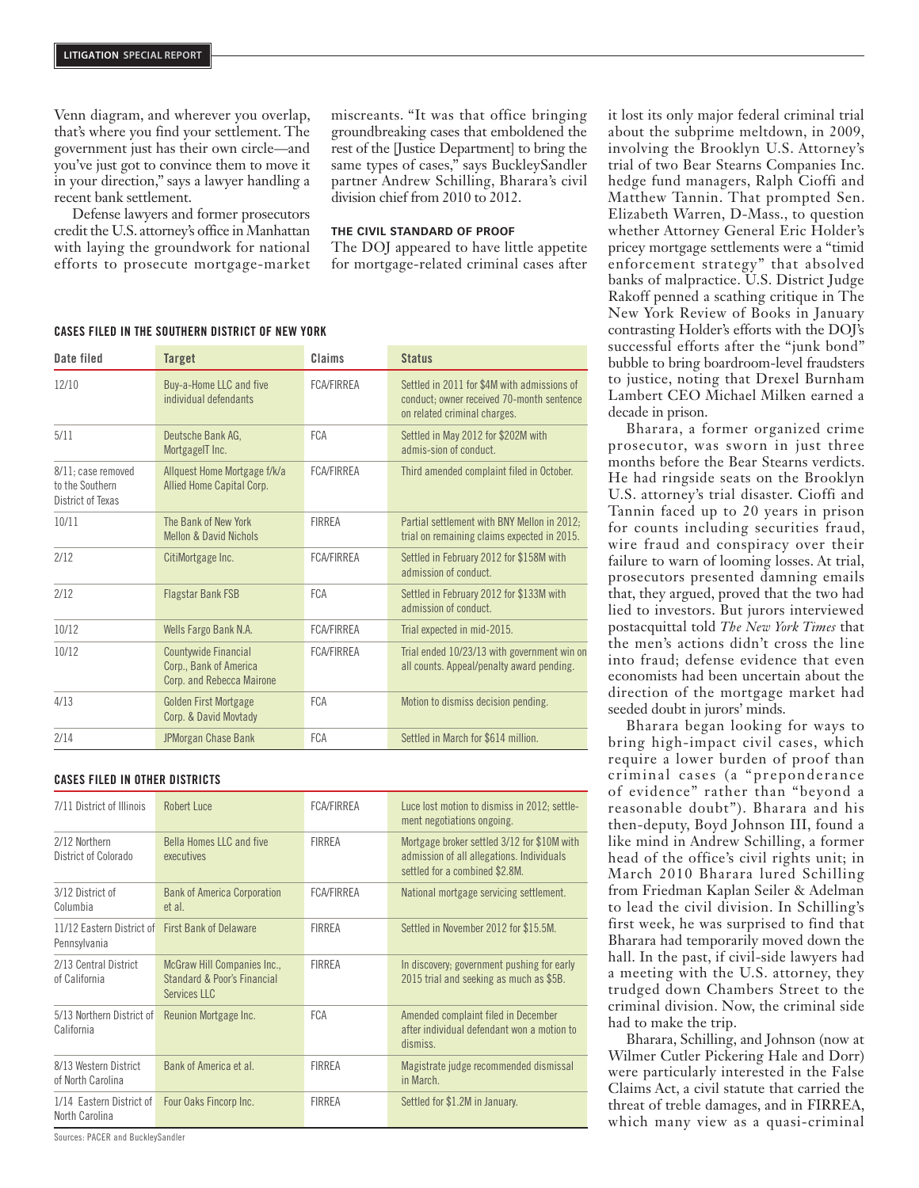Venn diagram, and wherever you overlap, that's where you find your settlement. The government just has their own circle—and you've just got to convince them to move it in your direction," says a lawyer handling a recent bank settlement.

Defense lawyers and former prosecutors credit the U.S. attorney's office in Manhattan with laying the groundwork for national efforts to prosecute mortgage-market miscreants. "It was that office bringing groundbreaking cases that emboldened the rest of the [Justice Department] to bring the same types of cases," says BuckleySandler partner Andrew Schilling, Bharara's civil division chief from 2010 to 2012.

### THE CIVIL STANDARD OF PROOF

The DOJ appeared to have little appetite for mortgage-related criminal cases after it lost its only major federal criminal trial about the subprime meltdown, in 2009, involving the Brooklyn U.S. Attorney's trial of two Bear Stearns Companies Inc. hedge fund managers, Ralph Cioffi and Matthew Tannin. That prompted Sen. Elizabeth Warren, D-Mass., to question whether Attorney General Eric Holder's pricey mortgage settlements were a "timid enforcement strategy" that absolved banks of malpractice. U.S. District Judge Rakoff penned a scathing critique in The New York Review of Books in January contrasting Holder's efforts with the DOJ's successful efforts after the "junk bond" bubble to bring boardroom-level fraudsters to justice, noting that Drexel Burnham Lambert CEO Michael Milken earned a decade in prison.

Bharara, a former organized crime prosecutor, was sworn in just three months before the Bear Stearns verdicts. He had ringside seats on the Brooklyn U.S. attorney's trial disaster. Cioffi and Tannin faced up to 20 years in prison for counts including securities fraud, wire fraud and conspiracy over their failure to warn of looming losses. At trial, prosecutors presented damning emails that, they argued, proved that the two had lied to investors. But jurors interviewed postacquittal told *The New York Times* that the men's actions didn't cross the line into fraud; defense evidence that even economists had been uncertain about the direction of the mortgage market had seeded doubt in jurors' minds.

Bharara began looking for ways to bring high-impact civil cases, which require a lower burden of proof than criminal cases (a "preponderance of evidence" rather than "beyond a reasonable doubt"). Bharara and his then-deputy, Boyd Johnson III, found a like mind in Andrew Schilling, a former head of the office's civil rights unit; in March 2010 Bharara lured Schilling from Friedman Kaplan Seiler & Adelman to lead the civil division. In Schilling's first week, he was surprised to find that Bharara had temporarily moved down the hall. In the past, if civil-side lawyers had a meeting with the U.S. attorney, they trudged down Chambers Street to the criminal division. Now, the criminal side had to make the trip.

Bharara, Schilling, and Johnson (now at Wilmer Cutler Pickering Hale and Dorr) were particularly interested in the False Claims Act, a civil statute that carried the threat of treble damages, and in FIRREA, which many view as a quasi-criminal

**CASES FILED IN THE SOUTHERN DISTRICT OF NEW YORK**

| Date filed | Target | Claims | Status |
|---|---|---|---|
| 12/10 | Buy-a-Home LLC and five individual defendants | FCA/FIRREA | Settled in 2011 for $4M with admissions of conduct; owner received 70-month sentence on related criminal charges. |
| 5/11 | Deutsche Bank AG, MortgageIT Inc. | FCA | Settled in May 2012 for $202M with admis-sion of conduct. |
| 8/11; case removed to the Southern District of Texas | Allquest Home Mortgage f/k/a Allied Home Capital Corp. | FCA/FIRREA | Third amended complaint filed in October. |
| 10/11 | The Bank of New York Mellon & David Nichols | FIRREA | Partial settlement with BNY Mellon in 2012; trial on remaining claims expected in 2015. |
| 2/12 | CitiMortgage Inc. | FCA/FIRREA | Settled in February 2012 for $158M with admission of conduct. |
| 2/12 | Flagstar Bank FSB | FCA | Settled in February 2012 for $133M with admission of conduct. |
| 10/12 | Wells Fargo Bank N.A. | FCA/FIRREA | Trial expected in mid-2015. |
| 10/12 | Countywide Financial Corp., Bank of America Corp. and Rebecca Mairone | FCA/FIRREA | Trial ended 10/23/13 with government win on all counts. Appeal/penalty award pending. |
| 4/13 | Golden First Mortgage Corp. & David Movtady | FCA | Motion to dismiss decision pending. |
| 2/14 | JPMorgan Chase Bank | FCA | Settled in March for $614 million. |

**CASES FILED IN OTHER DISTRICTS**

| Date filed | Target | Claims | Status |
|---|---|---|---|
| 7/11 District of Illinois | Robert Luce | FCA/FIRREA | Luce lost motion to dismiss in 2012; settle-ment negotiations ongoing. |
| 2/12 Northern District of Colorado | Bella Homes LLC and five executives | FIRREA | Mortgage broker settled 3/12 for $10M with admission of all allegations. Individuals settled for a combined $2.8M. |
| 3/12 District of Columbia | Bank of America Corporation et al. | FCA/FIRREA | National mortgage servicing settlement. |
| 11/12 Eastern District of Pennsylvania | First Bank of Delaware | FIRREA | Settled in November 2012 for $15.5M. |
| 2/13 Central District of California | McGraw Hill Companies Inc., Standard & Poor's Financial Services LLC | FIRREA | In discovery; government pushing for early 2015 trial and seeking as much as $5B. |
| 5/13 Northern District of California | Reunion Mortgage Inc. | FCA | Amended complaint filed in December after individual defendant won a motion to dismiss. |
| 8/13 Western District of North Carolina | Bank of America et al. | FIRREA | Magistrate judge recommended dismissal in March. |
| 1/14 Eastern District of North Carolina | Four Oaks Fincorp Inc. | FIRREA | Settled for $1.2M in January. |

Sources: PACER and BuckleySandler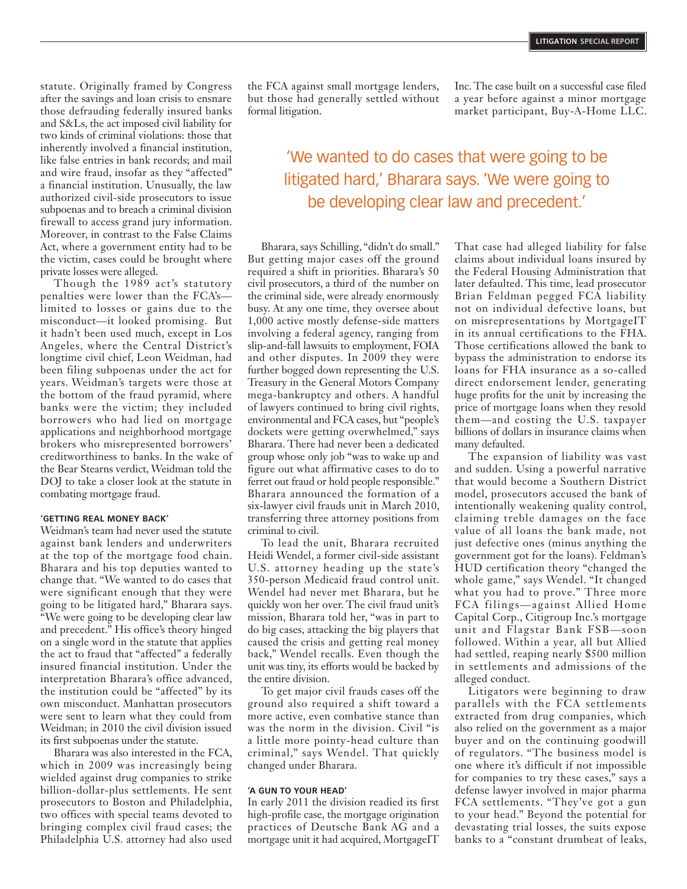statute. Originally framed by Congress after the savings and loan crisis to ensnare those defrauding federally insured banks and S&Ls, the act imposed civil liability for two kinds of criminal violations: those that inherently involved a financial institution, like false entries in bank records; and mail and wire fraud, insofar as they "affected" a financial institution. Unusually, the law authorized civil-side prosecutors to issue subpoenas and to breach a criminal division firewall to access grand jury information. Moreover, in contrast to the False Claims Act, where a government entity had to be the victim, cases could be brought where private losses were alleged.

Though the 1989 act's statutory penalties were lower than the FCA's—limited to losses or gains due to the misconduct—it looked promising. But it hadn't been used much, except in Los Angeles, where the Central District's longtime civil chief, Leon Weidman, had been filing subpoenas under the act for years. Weidman's targets were those at the bottom of the fraud pyramid, where banks were the victim; they included borrowers who had lied on mortgage applications and neighborhood mortgage brokers who misrepresented borrowers' creditworthiness to banks. In the wake of the Bear Stearns verdict, Weidman told the DOJ to take a closer look at the statute in combating mortgage fraud.

### 'GETTING REAL MONEY BACK'

Weidman's team had never used the statute against bank lenders and underwriters at the top of the mortgage food chain. Bharara and his top deputies wanted to change that. "We wanted to do cases that were significant enough that they were going to be litigated hard," Bharara says. "We were going to be developing clear law and precedent." His office's theory hinged on a single word in the statute that applies the act to fraud that "affected" a federally insured financial institution. Under the interpretation Bharara's office advanced, the institution could be "affected" by its own misconduct. Manhattan prosecutors were sent to learn what they could from Weidman; in 2010 the civil division issued its first subpoenas under the statute.

Bharara was also interested in the FCA, which in 2009 was increasingly being wielded against drug companies to strike billion-dollar-plus settlements. He sent prosecutors to Boston and Philadelphia, two offices with special teams devoted to bringing complex civil fraud cases; the Philadelphia U.S. attorney had also used the FCA against small mortgage lenders, but those had generally settled without formal litigation.

> 'We wanted to do cases that were going to be litigated hard,' Bharara says. 'We were going to be developing clear law and precedent.'

Bharara, says Schilling, "didn't do small." But getting major cases off the ground required a shift in priorities. Bharara's 50 civil prosecutors, a third of the number on the criminal side, were already enormously busy. At any one time, they oversee about 1,000 active mostly defense-side matters involving a federal agency, ranging from slip-and-fall lawsuits to employment, FOIA and other disputes. In 2009 they were further bogged down representing the U.S. Treasury in the General Motors Company mega-bankruptcy and others. A handful of lawyers continued to bring civil rights, environmental and FCA cases, but "people's dockets were getting overwhelmed," says Bharara. There had never been a dedicated group whose only job "was to wake up and figure out what affirmative cases to do to ferret out fraud or hold people responsible." Bharara announced the formation of a six-lawyer civil frauds unit in March 2010, transferring three attorney positions from criminal to civil.

To lead the unit, Bharara recruited Heidi Wendel, a former civil-side assistant U.S. attorney heading up the state's 350-person Medicaid fraud control unit. Wendel had never met Bharara, but he quickly won her over. The civil fraud unit's mission, Bharara told her, "was in part to do big cases, attacking the big players that caused the crisis and getting real money back," Wendel recalls. Even though the unit was tiny, its efforts would be backed by the entire division.

To get major civil frauds cases off the ground also required a shift toward a more active, even combative stance than was the norm in the division. Civil "is a little more pointy-head culture than criminal," says Wendel. That quickly changed under Bharara.

### 'A GUN TO YOUR HEAD'

In early 2011 the division readied its first high-profile case, the mortgage origination practices of Deutsche Bank AG and a mortgage unit it had acquired, MortgageIT Inc. The case built on a successful case filed a year before against a minor mortgage market participant, Buy-A-Home LLC. That case had alleged liability for false claims about individual loans insured by the Federal Housing Administration that later defaulted. This time, lead prosecutor Brian Feldman pegged FCA liability not on individual defective loans, but on misrepresentations by MortgageIT in its annual certifications to the FHA. Those certifications allowed the bank to bypass the administration to endorse its loans for FHA insurance as a so-called direct endorsement lender, generating huge profits for the unit by increasing the price of mortgage loans when they resold them—and costing the U.S. taxpayer billions of dollars in insurance claims when many defaulted.

The expansion of liability was vast and sudden. Using a powerful narrative that would become a Southern District model, prosecutors accused the bank of intentionally weakening quality control, claiming treble damages on the face value of all loans the bank made, not just defective ones (minus anything the government got for the loans). Feldman's HUD certification theory "changed the whole game," says Wendel. "It changed what you had to prove." Three more FCA filings—against Allied Home Capital Corp., Citigroup Inc.'s mortgage unit and Flagstar Bank FSB—soon followed. Within a year, all but Allied had settled, reaping nearly $500 million in settlements and admissions of the alleged conduct.

Litigators were beginning to draw parallels with the FCA settlements extracted from drug companies, which also relied on the government as a major buyer and on the continuing goodwill of regulators. "The business model is one where it's difficult if not impossible for companies to try these cases," says a defense lawyer involved in major pharma FCA settlements. "They've got a gun to your head." Beyond the potential for devastating trial losses, the suits expose banks to a "constant drumbeat of leaks,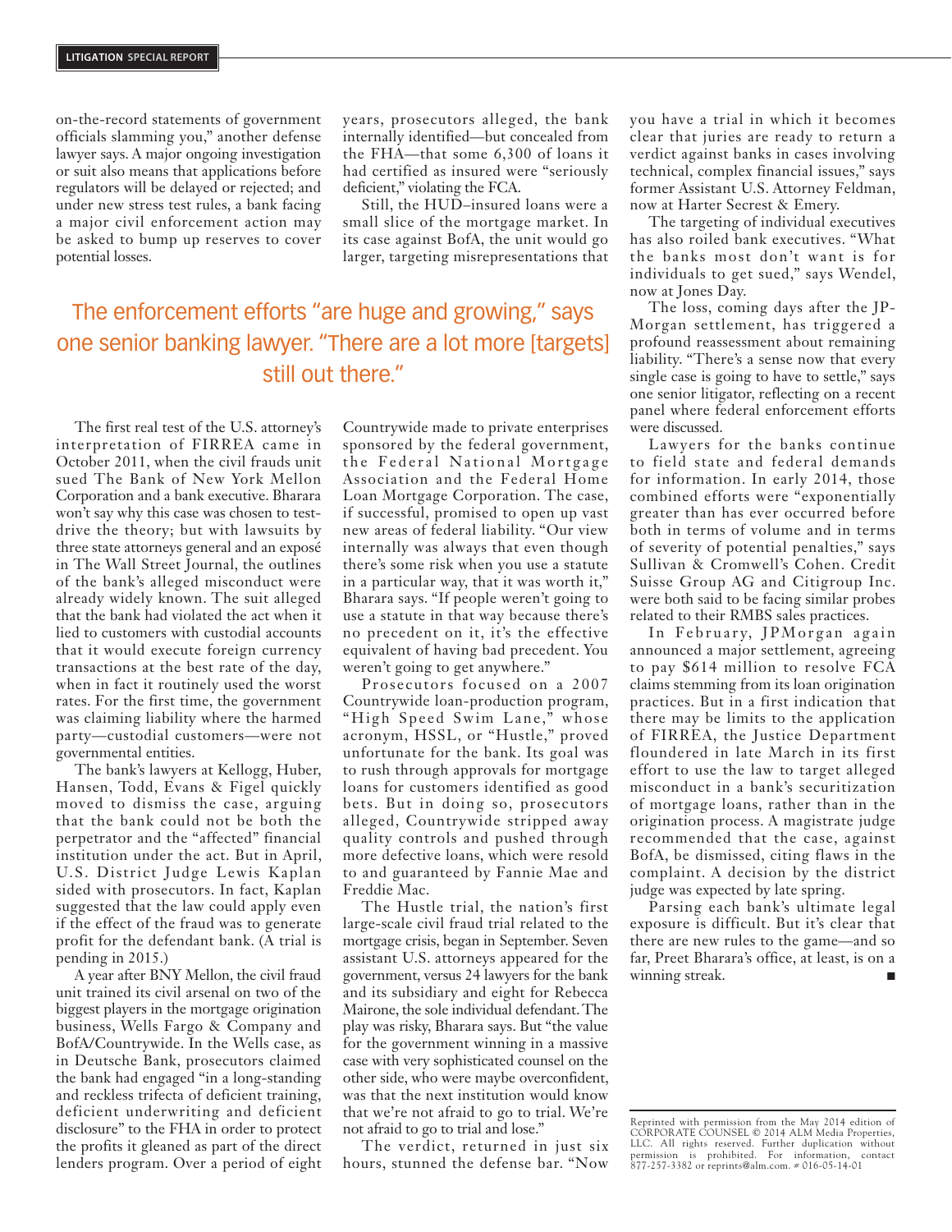on-the-record statements of government officials slamming you," another defense lawyer says. A major ongoing investigation or suit also means that applications before regulators will be delayed or rejected; and under new stress test rules, a bank facing a major civil enforcement action may be asked to bump up reserves to cover potential losses.

The first real test of the U.S. attorney's interpretation of FIRREA came in October 2011, when the civil frauds unit sued The Bank of New York Mellon Corporation and a bank executive. Bharara won't say why this case was chosen to test-drive the theory; but with lawsuits by three state attorneys general and an exposé in The Wall Street Journal, the outlines of the bank's alleged misconduct were already widely known. The suit alleged that the bank had violated the act when it lied to customers with custodial accounts that it would execute foreign currency transactions at the best rate of the day, when in fact it routinely used the worst rates. For the first time, the government was claiming liability where the harmed party—custodial customers—were not governmental entities.

The bank's lawyers at Kellogg, Huber, Hansen, Todd, Evans & Figel quickly moved to dismiss the case, arguing that the bank could not be both the perpetrator and the "affected" financial institution under the act. But in April, U.S. District Judge Lewis Kaplan sided with prosecutors. In fact, Kaplan suggested that the law could apply even if the effect of the fraud was to generate profit for the defendant bank. (A trial is pending in 2015.)

A year after BNY Mellon, the civil fraud unit trained its civil arsenal on two of the biggest players in the mortgage origination business, Wells Fargo & Company and BofA/Countrywide. In the Wells case, as in Deutsche Bank, prosecutors claimed the bank had engaged "in a long-standing and reckless trifecta of deficient training, deficient underwriting and deficient disclosure" to the FHA in order to protect the profits it gleaned as part of the direct lenders program. Over a period of eight years, prosecutors alleged, the bank internally identified—but concealed from the FHA—that some 6,300 of loans it had certified as insured were "seriously deficient," violating the FCA.

Still, the HUD–insured loans were a small slice of the mortgage market. In its case against BofA, the unit would go larger, targeting misrepresentations that Countrywide made to private enterprises sponsored by the federal government, the Federal National Mortgage Association and the Federal Home Loan Mortgage Corporation. The case, if successful, promised to open up vast new areas of federal liability. "Our view internally was always that even though there's some risk when you use a statute in a particular way, that it was worth it," Bharara says. "If people weren't going to use a statute in that way because there's no precedent on it, it's the effective equivalent of having bad precedent. You weren't going to get anywhere."

> The enforcement efforts "are huge and growing," says one senior banking lawyer. "There are a lot more [targets] still out there."

Prosecutors focused on a 2007 Countrywide loan-production program, "High Speed Swim Lane," whose acronym, HSSL, or "Hustle," proved unfortunate for the bank. Its goal was to rush through approvals for mortgage loans for customers identified as good bets. But in doing so, prosecutors alleged, Countrywide stripped away quality controls and pushed through more defective loans, which were resold to and guaranteed by Fannie Mae and Freddie Mac.

The Hustle trial, the nation's first large-scale civil fraud trial related to the mortgage crisis, began in September. Seven assistant U.S. attorneys appeared for the government, versus 24 lawyers for the bank and its subsidiary and eight for Rebecca Mairone, the sole individual defendant. The play was risky, Bharara says. But "the value for the government winning in a massive case with very sophisticated counsel on the other side, who were maybe overconfident, was that the next institution would know that we're not afraid to go to trial. We're not afraid to go to trial and lose."

The verdict, returned in just six hours, stunned the defense bar. "Now you have a trial in which it becomes clear that juries are ready to return a verdict against banks in cases involving technical, complex financial issues," says former Assistant U.S. Attorney Feldman, now at Harter Secrest & Emery.

The targeting of individual executives has also roiled bank executives. "What the banks most don't want is for individuals to get sued," says Wendel, now at Jones Day.

The loss, coming days after the JPMorgan settlement, has triggered a profound reassessment about remaining liability. "There's a sense now that every single case is going to have to settle," says one senior litigator, reflecting on a recent panel where federal enforcement efforts were discussed.

Lawyers for the banks continue to field state and federal demands for information. In early 2014, those combined efforts were "exponentially greater than has ever occurred before both in terms of volume and in terms of severity of potential penalties," says Sullivan & Cromwell's Cohen. Credit Suisse Group AG and Citigroup Inc. were both said to be facing similar probes related to their RMBS sales practices.

In February, JPMorgan again announced a major settlement, agreeing to pay $614 million to resolve FCA claims stemming from its loan origination practices. But in a first indication that there may be limits to the application of FIRREA, the Justice Department floundered in late March in its first effort to use the law to target alleged misconduct in a bank's securitization of mortgage loans, rather than in the origination process. A magistrate judge recommended that the case, against BofA, be dismissed, citing flaws in the complaint. A decision by the district judge was expected by late spring.

Parsing each bank's ultimate legal exposure is difficult. But it's clear that there are new rules to the game—and so far, Preet Bharara's office, at least, is on a winning streak. ■

Reprinted with permission from the May 2014 edition of CORPORATE COUNSEL © 2014 ALM Media Properties, LLC. All rights reserved. Further duplication without permission is prohibited. For information, contact 877-257-3382 or reprints@alm.com. # 016-05-14-01